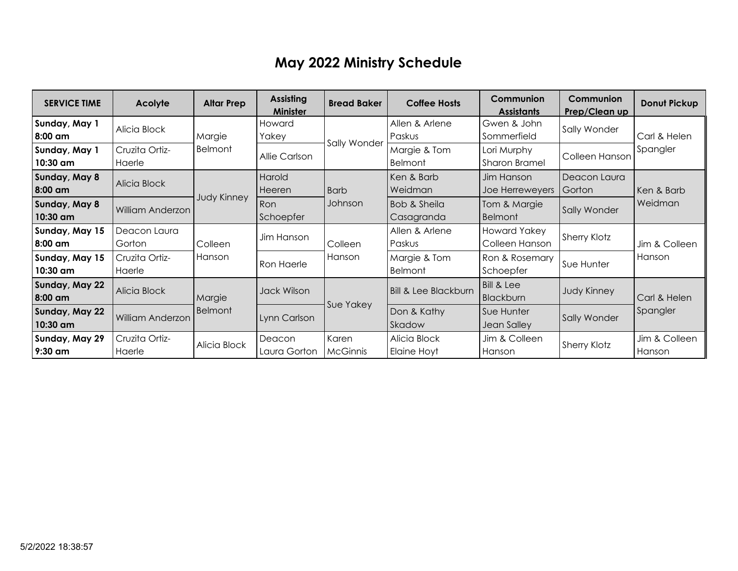# May 2022 Ministry Schedule

| SERVICE TIME | Acolyte | Altar Prep | Assisting Minister | Bread Baker | Coffee Hosts | Communion Assistants | Communion Prep/Clean up | Donut Pickup |
|---|---|---|---|---|---|---|---|---|
| **Sunday, May 1 8:00 am** | Alicia Block | Margie Belmont | Howard Yakey | Sally Wonder | Allen & Arlene Paskus | Gwen & John Sommerfield | Sally Wonder | Carl & Helen Spangler |
| **Sunday, May 1 10:30 am** | Cruzita Ortiz-Haerle | | Allie Carlson | | Margie & Tom Belmont | Lori Murphy Sharon Bramel | Colleen Hanson | |
| **Sunday, May 8 8:00 am** | Alicia Block | Judy Kinney | Harold Heeren | Barb Johnson | Ken & Barb Weidman | Jim Hanson Joe Herreweyers | Deacon Laura Gorton | Ken & Barb Weidman |
| **Sunday, May 8 10:30 am** | William Anderzon | | Ron Schoepfer | | Bob & Sheila Casagranda | Tom & Margie Belmont | Sally Wonder | |
| **Sunday, May 15 8:00 am** | Deacon Laura Gorton | Colleen Hanson | Jim Hanson | Colleen Hanson | Allen & Arlene Paskus | Howard Yakey Colleen Hanson | Sherry Klotz | Jim & Colleen Hanson |
| **Sunday, May 15 10:30 am** | Cruzita Ortiz-Haerle | | Ron Haerle | | Margie & Tom Belmont | Ron & Rosemary Schoepfer | Sue Hunter | |
| **Sunday, May 22 8:00 am** | Alicia Block | Margie Belmont | Jack Wilson | Sue Yakey | Bill & Lee Blackburn | Bill & Lee Blackburn | Judy Kinney | Carl & Helen Spangler |
| **Sunday, May 22 10:30 am** | William Anderzon | | Lynn Carlson | | Don & Kathy Skadow | Sue Hunter Jean Salley | Sally Wonder | |
| **Sunday, May 29 9:30 am** | Cruzita Ortiz-Haerle | Alicia Block | Deacon Laura Gorton | Karen McGinnis | Alicia Block Elaine Hoyt | Jim & Colleen Hanson | Sherry Klotz | Jim & Colleen Hanson |

5/2/2022 18:38:57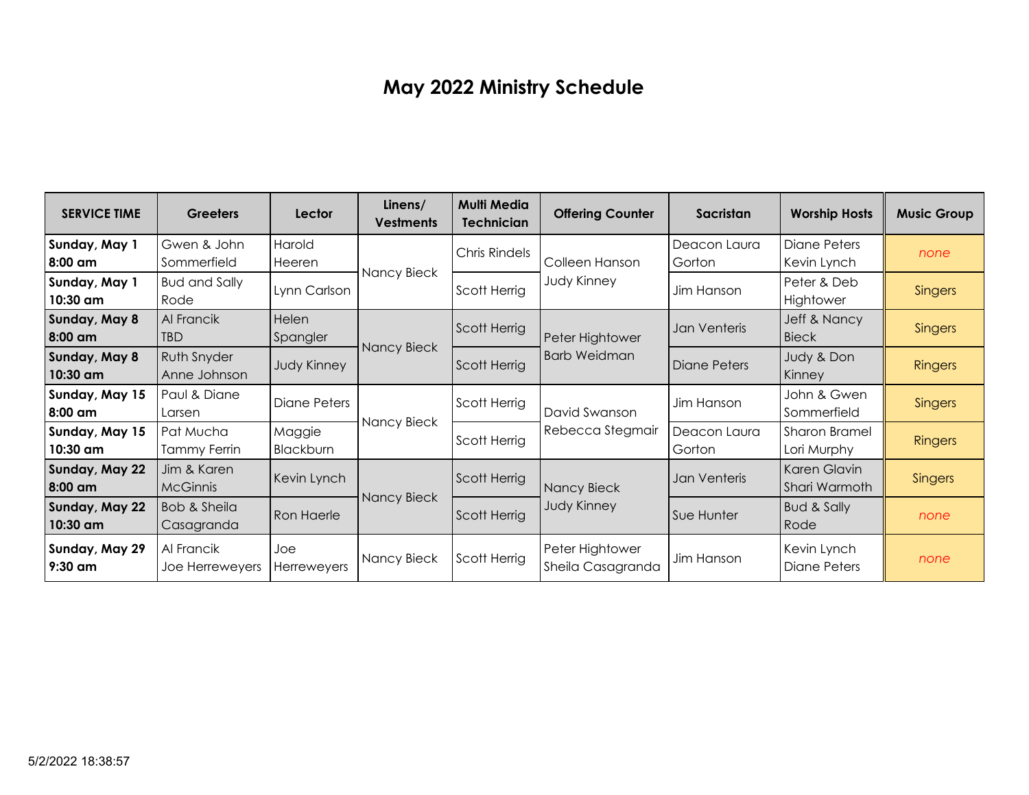# May 2022 Ministry Schedule

| SERVICE TIME | Greeters | Lector | Linens/ Vestments | Multi Media Technician | Offering Counter | Sacristan | Worship Hosts | Music Group |
|---|---|---|---|---|---|---|---|---|
| **Sunday, May 1 8:00 am** | Gwen & John Sommerfield | Harold Heeren | Nancy Bieck | Chris Rindels | Colleen Hanson Judy Kinney | Deacon Laura Gorton | Diane Peters Kevin Lynch | *none* |
| **Sunday, May 1 10:30 am** | Bud and Sally Rode | Lynn Carlson | | Scott Herrig | | Jim Hanson | Peter & Deb Hightower | Singers |
| **Sunday, May 8 8:00 am** | Al Francik TBD | Helen Spangler | Nancy Bieck | Scott Herrig | Peter Hightower Barb Weidman | Jan Venteris | Jeff & Nancy Bieck | Singers |
| **Sunday, May 8 10:30 am** | Ruth Snyder Anne Johnson | Judy Kinney | | Scott Herrig | | Diane Peters | Judy & Don Kinney | Ringers |
| **Sunday, May 15 8:00 am** | Paul & Diane Larsen | Diane Peters | Nancy Bieck | Scott Herrig | David Swanson Rebecca Stegmair | Jim Hanson | John & Gwen Sommerfield | Singers |
| **Sunday, May 15 10:30 am** | Pat Mucha Tammy Ferrin | Maggie Blackburn | | Scott Herrig | | Deacon Laura Gorton | Sharon Bramel Lori Murphy | Ringers |
| **Sunday, May 22 8:00 am** | Jim & Karen McGinnis | Kevin Lynch | Nancy Bieck | Scott Herrig | Nancy Bieck Judy Kinney | Jan Venteris | Karen Glavin Shari Warmoth | Singers |
| **Sunday, May 22 10:30 am** | Bob & Sheila Casagranda | Ron Haerle | | Scott Herrig | | Sue Hunter | Bud & Sally Rode | *none* |
| **Sunday, May 29 9:30 am** | Al Francik Joe Herreweyers | Joe Herreweyers | Nancy Bieck | Scott Herrig | Peter Hightower Sheila Casagranda | Jim Hanson | Kevin Lynch Diane Peters | *none* |

5/2/2022 18:38:57